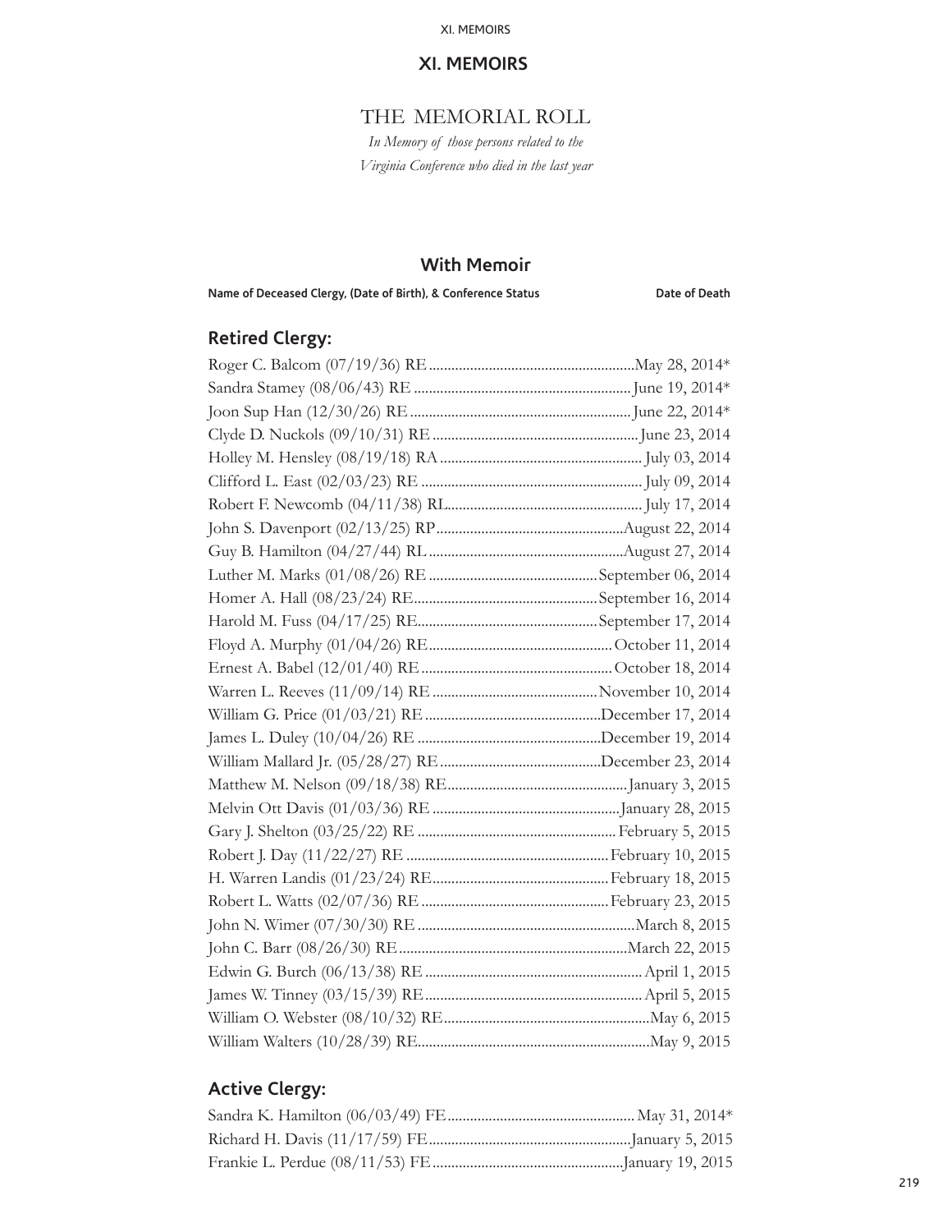# XI. MEMOIRS

## THE MEMORIAL ROLL

*In Memory of those persons related to the Virginia Conference who died in the last year*

### With Memoir

| Name of Deceased Clergy, (Date of Birth), & Conference Status | Date of Death |
|---|---|

#### Retired Clergy:

| Name | Date of Death |
|---|---|
| Roger C. Balcom (07/19/36) RE | May 28, 2014* |
| Sandra Stamey (08/06/43) RE | June 19, 2014* |
| Joon Sup Han (12/30/26) RE | June 22, 2014* |
| Clyde D. Nuckols (09/10/31) RE | June 23, 2014 |
| Holley M. Hensley (08/19/18) RA | July 03, 2014 |
| Clifford L. East (02/03/23) RE | July 09, 2014 |
| Robert F. Newcomb (04/11/38) RL | July 17, 2014 |
| John S. Davenport (02/13/25) RP | August 22, 2014 |
| Guy B. Hamilton (04/27/44) RL | August 27, 2014 |
| Luther M. Marks (01/08/26) RE | September 06, 2014 |
| Homer A. Hall (08/23/24) RE | September 16, 2014 |
| Harold M. Fuss (04/17/25) RE | September 17, 2014 |
| Floyd A. Murphy (01/04/26) RE | October 11, 2014 |
| Ernest A. Babel (12/01/40) RE | October 18, 2014 |
| Warren L. Reeves (11/09/14) RE | November 10, 2014 |
| William G. Price (01/03/21) RE | December 17, 2014 |
| James L. Duley (10/04/26) RE | December 19, 2014 |
| William Mallard Jr. (05/28/27) RE | December 23, 2014 |
| Matthew M. Nelson (09/18/38) RE | January 3, 2015 |
| Melvin Ott Davis (01/03/36) RE | January 28, 2015 |
| Gary J. Shelton (03/25/22) RE | February 5, 2015 |
| Robert J. Day (11/22/27) RE | February 10, 2015 |
| H. Warren Landis (01/23/24) RE | February 18, 2015 |
| Robert L. Watts (02/07/36) RE | February 23, 2015 |
| John N. Wimer (07/30/30) RE | March 8, 2015 |
| John C. Barr (08/26/30) RE | March 22, 2015 |
| Edwin G. Burch (06/13/38) RE | April 1, 2015 |
| James W. Tinney (03/15/39) RE | April 5, 2015 |
| William O. Webster (08/10/32) RE | May 6, 2015 |
| William Walters (10/28/39) RE | May 9, 2015 |

#### Active Clergy:

| Name | Date of Death |
|---|---|
| Sandra K. Hamilton (06/03/49) FE | May 31, 2014* |
| Richard H. Davis (11/17/59) FE | January 5, 2015 |
| Frankie L. Perdue (08/11/53) FE | January 19, 2015 |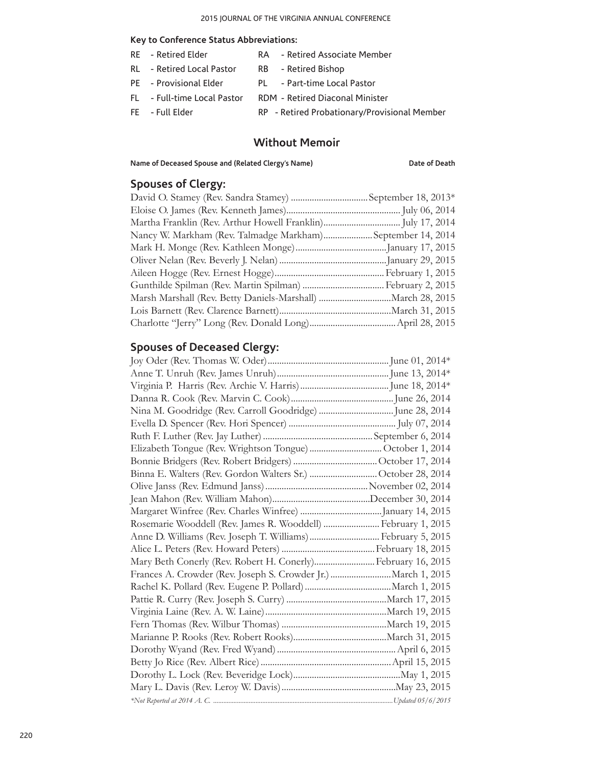**Key to Conference Status Abbreviations:**

| | | | |
|---|---|---|---|
| RE | - Retired Elder | RA | - Retired Associate Member |
| RL | - Retired Local Pastor | RB | - Retired Bishop |
| PE | - Provisional Elder | PL | - Part-time Local Pastor |
| FL | - Full-time Local Pastor | RDM | - Retired Diaconal Minister |
| FE | - Full Elder | RP | - Retired Probationary/Provisional Member |

## Without Memoir

| Name of Deceased Spouse and (Related Clergy's Name) | Date of Death |
|---|---|

### Spouses of Clergy:

| | |
|---|---|
| David O. Stamey (Rev. Sandra Stamey) | September 18, 2013* |
| Eloise O. James (Rev. Kenneth James) | July 06, 2014 |
| Martha Franklin (Rev. Arthur Howell Franklin) | July 17, 2014 |
| Nancy W. Markham (Rev. Talmadge Markham) | September 14, 2014 |
| Mark H. Monge (Rev. Kathleen Monge) | January 17, 2015 |
| Oliver Nelan (Rev. Beverly J. Nelan) | January 29, 2015 |
| Aileen Hogge (Rev. Ernest Hogge) | February 1, 2015 |
| Gunthilde Spilman (Rev. Martin Spilman) | February 2, 2015 |
| Marsh Marshall (Rev. Betty Daniels-Marshall) | March 28, 2015 |
| Lois Barnett (Rev. Clarence Barnett) | March 31, 2015 |
| Charlotte "Jerry" Long (Rev. Donald Long) | April 28, 2015 |

### Spouses of Deceased Clergy:

| | |
|---|---|
| Joy Oder (Rev. Thomas W. Oder) | June 01, 2014* |
| Anne T. Unruh (Rev. James Unruh) | June 13, 2014* |
| Virginia P. Harris (Rev. Archie V. Harris) | June 18, 2014* |
| Danna R. Cook (Rev. Marvin C. Cook) | June 26, 2014 |
| Nina M. Goodridge (Rev. Carroll Goodridge) | June 28, 2014 |
| Evella D. Spencer (Rev. Hori Spencer) | July 07, 2014 |
| Ruth F. Luther (Rev. Jay Luther) | September 6, 2014 |
| Elizabeth Tongue (Rev. Wrightson Tongue) | October 1, 2014 |
| Bonnie Bridgers (Rev. Robert Bridgers) | October 17, 2014 |
| Binna E. Walters (Rev. Gordon Walters Sr.) | October 28, 2014 |
| Olive Janss (Rev. Edmund Janss) | November 02, 2014 |
| Jean Mahon (Rev. William Mahon) | December 30, 2014 |
| Margaret Winfree (Rev. Charles Winfree) | January 14, 2015 |
| Rosemarie Wooddell (Rev. James R. Wooddell) | February 1, 2015 |
| Anne D. Williams (Rev. Joseph T. Williams) | February 5, 2015 |
| Alice L. Peters (Rev. Howard Peters) | February 18, 2015 |
| Mary Beth Conerly (Rev. Robert H. Conerly) | February 16, 2015 |
| Frances A. Crowder (Rev. Joseph S. Crowder Jr.) | March 1, 2015 |
| Rachel K. Pollard (Rev. Eugene P. Pollard) | March 1, 2015 |
| Pattie R. Curry (Rev. Joseph S. Curry) | March 17, 2015 |
| Virginia Laine (Rev. A. W. Laine) | March 19, 2015 |
| Fern Thomas (Rev. Wilbur Thomas) | March 19, 2015 |
| Marianne P. Rooks (Rev. Robert Rooks) | March 31, 2015 |
| Dorothy Wyand (Rev. Fred Wyand) | April 6, 2015 |
| Betty Jo Rice (Rev. Albert Rice) | April 15, 2015 |
| Dorothy L. Lock (Rev. Beveridge Lock) | May 1, 2015 |
| Mary L. Davis (Rev. Leroy W. Davis) | May 23, 2015 |

*\*Not Reported at 2014 A. C.* — *Updated 05/6/2015*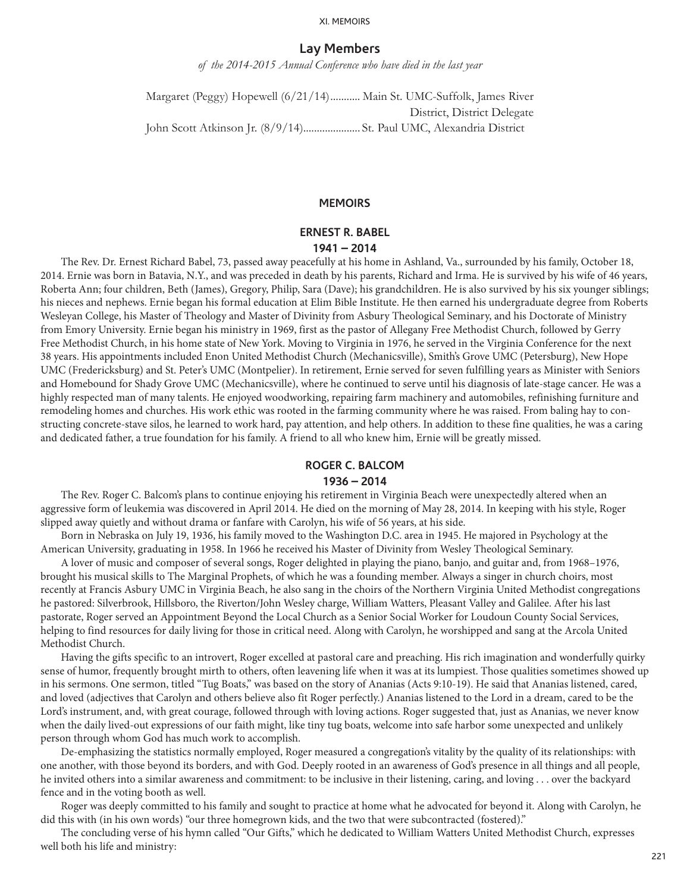## Lay Members

*of the 2014-2015 Annual Conference who have died in the last year*

Margaret (Peggy) Hopewell (6/21/14)........... Main St. UMC-Suffolk, James River District, District Delegate

John Scott Atkinson Jr. (8/9/14)..................... St. Paul UMC, Alexandria District

## MEMOIRS

### ERNEST R. BABEL
### 1941 – 2014

The Rev. Dr. Ernest Richard Babel, 73, passed away peacefully at his home in Ashland, Va., surrounded by his family, October 18, 2014. Ernie was born in Batavia, N.Y., and was preceded in death by his parents, Richard and Irma. He is survived by his wife of 46 years, Roberta Ann; four children, Beth (James), Gregory, Philip, Sara (Dave); his grandchildren. He is also survived by his six younger siblings; his nieces and nephews. Ernie began his formal education at Elim Bible Institute. He then earned his undergraduate degree from Roberts Wesleyan College, his Master of Theology and Master of Divinity from Asbury Theological Seminary, and his Doctorate of Ministry from Emory University. Ernie began his ministry in 1969, first as the pastor of Allegany Free Methodist Church, followed by Gerry Free Methodist Church, in his home state of New York. Moving to Virginia in 1976, he served in the Virginia Conference for the next 38 years. His appointments included Enon United Methodist Church (Mechanicsville), Smith's Grove UMC (Petersburg), New Hope UMC (Fredericksburg) and St. Peter's UMC (Montpelier). In retirement, Ernie served for seven fulfilling years as Minister with Seniors and Homebound for Shady Grove UMC (Mechanicsville), where he continued to serve until his diagnosis of late-stage cancer. He was a highly respected man of many talents. He enjoyed woodworking, repairing farm machinery and automobiles, refinishing furniture and remodeling homes and churches. His work ethic was rooted in the farming community where he was raised. From baling hay to constructing concrete-stave silos, he learned to work hard, pay attention, and help others. In addition to these fine qualities, he was a caring and dedicated father, a true foundation for his family. A friend to all who knew him, Ernie will be greatly missed.

### ROGER C. BALCOM
### 1936 – 2014

The Rev. Roger C. Balcom's plans to continue enjoying his retirement in Virginia Beach were unexpectedly altered when an aggressive form of leukemia was discovered in April 2014. He died on the morning of May 28, 2014. In keeping with his style, Roger slipped away quietly and without drama or fanfare with Carolyn, his wife of 56 years, at his side.

Born in Nebraska on July 19, 1936, his family moved to the Washington D.C. area in 1945. He majored in Psychology at the American University, graduating in 1958. In 1966 he received his Master of Divinity from Wesley Theological Seminary.

A lover of music and composer of several songs, Roger delighted in playing the piano, banjo, and guitar and, from 1968–1976, brought his musical skills to The Marginal Prophets, of which he was a founding member. Always a singer in church choirs, most recently at Francis Asbury UMC in Virginia Beach, he also sang in the choirs of the Northern Virginia United Methodist congregations he pastored: Silverbrook, Hillsboro, the Riverton/John Wesley charge, William Watters, Pleasant Valley and Galilee. After his last pastorate, Roger served an Appointment Beyond the Local Church as a Senior Social Worker for Loudoun County Social Services, helping to find resources for daily living for those in critical need. Along with Carolyn, he worshipped and sang at the Arcola United Methodist Church.

Having the gifts specific to an introvert, Roger excelled at pastoral care and preaching. His rich imagination and wonderfully quirky sense of humor, frequently brought mirth to others, often leavening life when it was at its lumpiest. Those qualities sometimes showed up in his sermons. One sermon, titled "Tug Boats," was based on the story of Ananias (Acts 9:10-19). He said that Ananias listened, cared, and loved (adjectives that Carolyn and others believe also fit Roger perfectly.) Ananias listened to the Lord in a dream, cared to be the Lord's instrument, and, with great courage, followed through with loving actions. Roger suggested that, just as Ananias, we never know when the daily lived-out expressions of our faith might, like tiny tug boats, welcome into safe harbor some unexpected and unlikely person through whom God has much work to accomplish.

De-emphasizing the statistics normally employed, Roger measured a congregation's vitality by the quality of its relationships: with one another, with those beyond its borders, and with God. Deeply rooted in an awareness of God's presence in all things and all people, he invited others into a similar awareness and commitment: to be inclusive in their listening, caring, and loving . . . over the backyard fence and in the voting booth as well.

Roger was deeply committed to his family and sought to practice at home what he advocated for beyond it. Along with Carolyn, he did this with (in his own words) "our three homegrown kids, and the two that were subcontracted (fostered)."

The concluding verse of his hymn called "Our Gifts," which he dedicated to William Watters United Methodist Church, expresses well both his life and ministry: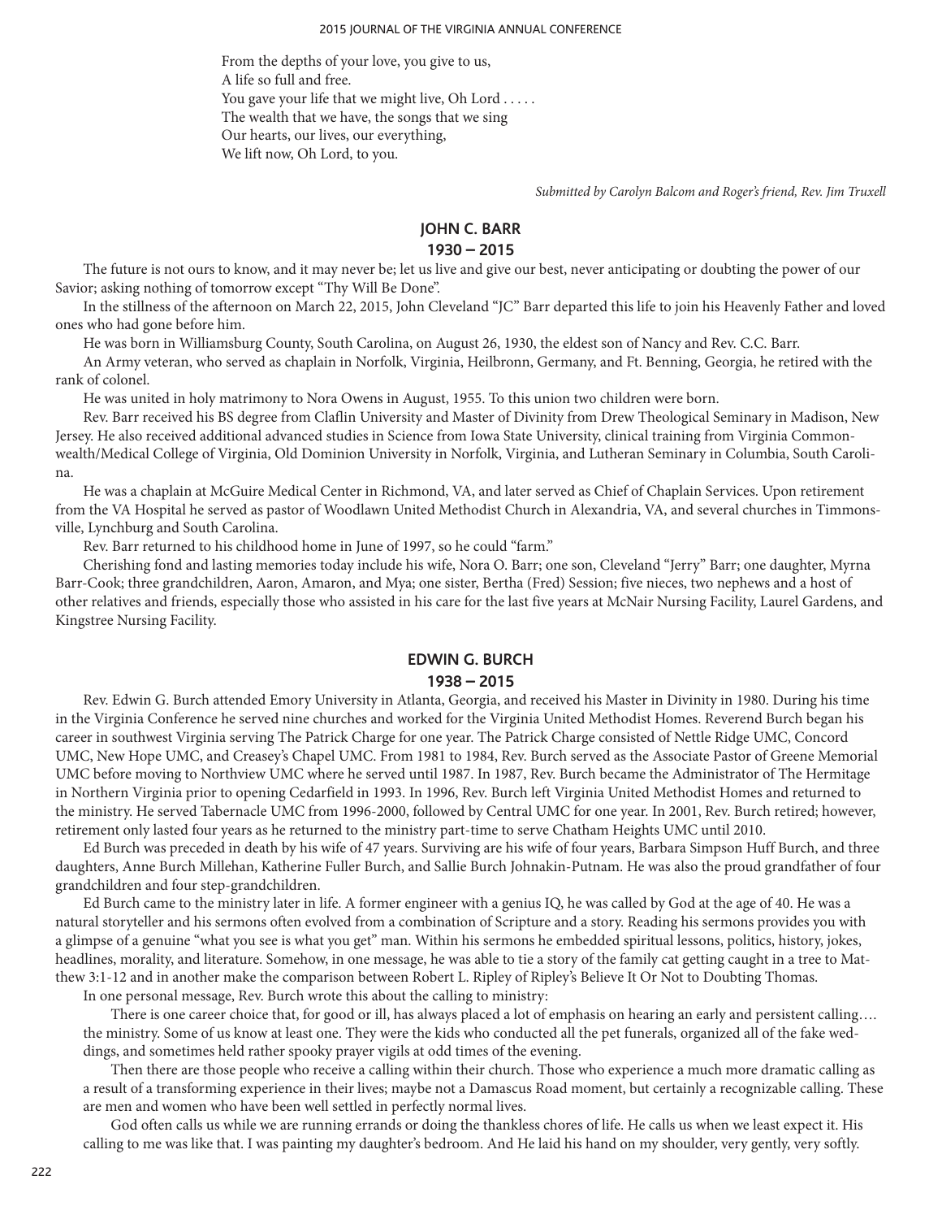From the depths of your love, you give to us,
A life so full and free.
You gave your life that we might live, Oh Lord . . . . .
The wealth that we have, the songs that we sing
Our hearts, our lives, our everything,
We lift now, Oh Lord, to you.

*Submitted by Carolyn Balcom and Roger's friend, Rev. Jim Truxell*

## JOHN C. BARR
## 1930 – 2015

The future is not ours to know, and it may never be; let us live and give our best, never anticipating or doubting the power of our Savior; asking nothing of tomorrow except "Thy Will Be Done".

In the stillness of the afternoon on March 22, 2015, John Cleveland "JC" Barr departed this life to join his Heavenly Father and loved ones who had gone before him.

He was born in Williamsburg County, South Carolina, on August 26, 1930, the eldest son of Nancy and Rev. C.C. Barr.

An Army veteran, who served as chaplain in Norfolk, Virginia, Heilbronn, Germany, and Ft. Benning, Georgia, he retired with the rank of colonel.

He was united in holy matrimony to Nora Owens in August, 1955. To this union two children were born.

Rev. Barr received his BS degree from Claflin University and Master of Divinity from Drew Theological Seminary in Madison, New Jersey. He also received additional advanced studies in Science from Iowa State University, clinical training from Virginia Commonwealth/Medical College of Virginia, Old Dominion University in Norfolk, Virginia, and Lutheran Seminary in Columbia, South Carolina.

He was a chaplain at McGuire Medical Center in Richmond, VA, and later served as Chief of Chaplain Services. Upon retirement from the VA Hospital he served as pastor of Woodlawn United Methodist Church in Alexandria, VA, and several churches in Timmonsville, Lynchburg and South Carolina.

Rev. Barr returned to his childhood home in June of 1997, so he could "farm."

Cherishing fond and lasting memories today include his wife, Nora O. Barr; one son, Cleveland "Jerry" Barr; one daughter, Myrna Barr-Cook; three grandchildren, Aaron, Amaron, and Mya; one sister, Bertha (Fred) Session; five nieces, two nephews and a host of other relatives and friends, especially those who assisted in his care for the last five years at McNair Nursing Facility, Laurel Gardens, and Kingstree Nursing Facility.

## EDWIN G. BURCH
## 1938 – 2015

Rev. Edwin G. Burch attended Emory University in Atlanta, Georgia, and received his Master in Divinity in 1980. During his time in the Virginia Conference he served nine churches and worked for the Virginia United Methodist Homes. Reverend Burch began his career in southwest Virginia serving The Patrick Charge for one year. The Patrick Charge consisted of Nettle Ridge UMC, Concord UMC, New Hope UMC, and Creasey's Chapel UMC. From 1981 to 1984, Rev. Burch served as the Associate Pastor of Greene Memorial UMC before moving to Northview UMC where he served until 1987. In 1987, Rev. Burch became the Administrator of The Hermitage in Northern Virginia prior to opening Cedarfield in 1993. In 1996, Rev. Burch left Virginia United Methodist Homes and returned to the ministry. He served Tabernacle UMC from 1996-2000, followed by Central UMC for one year. In 2001, Rev. Burch retired; however, retirement only lasted four years as he returned to the ministry part-time to serve Chatham Heights UMC until 2010.

Ed Burch was preceded in death by his wife of 47 years. Surviving are his wife of four years, Barbara Simpson Huff Burch, and three daughters, Anne Burch Millehan, Katherine Fuller Burch, and Sallie Burch Johnakin-Putnam. He was also the proud grandfather of four grandchildren and four step-grandchildren.

Ed Burch came to the ministry later in life. A former engineer with a genius IQ, he was called by God at the age of 40. He was a natural storyteller and his sermons often evolved from a combination of Scripture and a story. Reading his sermons provides you with a glimpse of a genuine "what you see is what you get" man. Within his sermons he embedded spiritual lessons, politics, history, jokes, headlines, morality, and literature. Somehow, in one message, he was able to tie a story of the family cat getting caught in a tree to Matthew 3:1-12 and in another make the comparison between Robert L. Ripley of Ripley's Believe It Or Not to Doubting Thomas.

In one personal message, Rev. Burch wrote this about the calling to ministry:

There is one career choice that, for good or ill, has always placed a lot of emphasis on hearing an early and persistent calling…. the ministry. Some of us know at least one. They were the kids who conducted all the pet funerals, organized all of the fake weddings, and sometimes held rather spooky prayer vigils at odd times of the evening.

Then there are those people who receive a calling within their church. Those who experience a much more dramatic calling as a result of a transforming experience in their lives; maybe not a Damascus Road moment, but certainly a recognizable calling. These are men and women who have been well settled in perfectly normal lives.

God often calls us while we are running errands or doing the thankless chores of life. He calls us when we least expect it. His calling to me was like that. I was painting my daughter's bedroom. And He laid his hand on my shoulder, very gently, very softly.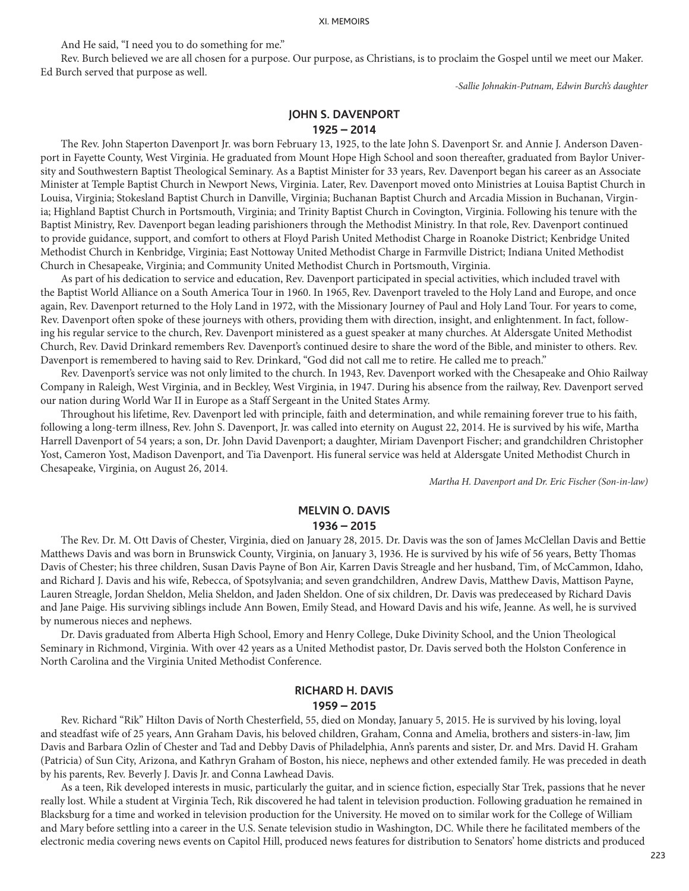And He said, "I need you to do something for me."

Rev. Burch believed we are all chosen for a purpose. Our purpose, as Christians, is to proclaim the Gospel until we meet our Maker. Ed Burch served that purpose as well.

*-Sallie Johnakin-Putnam, Edwin Burch's daughter*

## JOHN S. DAVENPORT
### 1925 – 2014

The Rev. John Staperton Davenport Jr. was born February 13, 1925, to the late John S. Davenport Sr. and Annie J. Anderson Davenport in Fayette County, West Virginia. He graduated from Mount Hope High School and soon thereafter, graduated from Baylor University and Southwestern Baptist Theological Seminary. As a Baptist Minister for 33 years, Rev. Davenport began his career as an Associate Minister at Temple Baptist Church in Newport News, Virginia. Later, Rev. Davenport moved onto Ministries at Louisa Baptist Church in Louisa, Virginia; Stokesland Baptist Church in Danville, Virginia; Buchanan Baptist Church and Arcadia Mission in Buchanan, Virginia; Highland Baptist Church in Portsmouth, Virginia; and Trinity Baptist Church in Covington, Virginia. Following his tenure with the Baptist Ministry, Rev. Davenport began leading parishioners through the Methodist Ministry. In that role, Rev. Davenport continued to provide guidance, support, and comfort to others at Floyd Parish United Methodist Charge in Roanoke District; Kenbridge United Methodist Church in Kenbridge, Virginia; East Nottoway United Methodist Charge in Farmville District; Indiana United Methodist Church in Chesapeake, Virginia; and Community United Methodist Church in Portsmouth, Virginia.

As part of his dedication to service and education, Rev. Davenport participated in special activities, which included travel with the Baptist World Alliance on a South America Tour in 1960. In 1965, Rev. Davenport traveled to the Holy Land and Europe, and once again, Rev. Davenport returned to the Holy Land in 1972, with the Missionary Journey of Paul and Holy Land Tour. For years to come, Rev. Davenport often spoke of these journeys with others, providing them with direction, insight, and enlightenment. In fact, following his regular service to the church, Rev. Davenport ministered as a guest speaker at many churches. At Aldersgate United Methodist Church, Rev. David Drinkard remembers Rev. Davenport's continued desire to share the word of the Bible, and minister to others. Rev. Davenport is remembered to having said to Rev. Drinkard, "God did not call me to retire. He called me to preach."

Rev. Davenport's service was not only limited to the church. In 1943, Rev. Davenport worked with the Chesapeake and Ohio Railway Company in Raleigh, West Virginia, and in Beckley, West Virginia, in 1947. During his absence from the railway, Rev. Davenport served our nation during World War II in Europe as a Staff Sergeant in the United States Army.

Throughout his lifetime, Rev. Davenport led with principle, faith and determination, and while remaining forever true to his faith, following a long-term illness, Rev. John S. Davenport, Jr. was called into eternity on August 22, 2014. He is survived by his wife, Martha Harrell Davenport of 54 years; a son, Dr. John David Davenport; a daughter, Miriam Davenport Fischer; and grandchildren Christopher Yost, Cameron Yost, Madison Davenport, and Tia Davenport. His funeral service was held at Aldersgate United Methodist Church in Chesapeake, Virginia, on August 26, 2014.

*Martha H. Davenport and Dr. Eric Fischer (Son-in-law)*

## MELVIN O. DAVIS
### 1936 – 2015

The Rev. Dr. M. Ott Davis of Chester, Virginia, died on January 28, 2015. Dr. Davis was the son of James McClellan Davis and Bettie Matthews Davis and was born in Brunswick County, Virginia, on January 3, 1936. He is survived by his wife of 56 years, Betty Thomas Davis of Chester; his three children, Susan Davis Payne of Bon Air, Karren Davis Streagle and her husband, Tim, of McCammon, Idaho, and Richard J. Davis and his wife, Rebecca, of Spotsylvania; and seven grandchildren, Andrew Davis, Matthew Davis, Mattison Payne, Lauren Streagle, Jordan Sheldon, Melia Sheldon, and Jaden Sheldon. One of six children, Dr. Davis was predeceased by Richard Davis and Jane Paige. His surviving siblings include Ann Bowen, Emily Stead, and Howard Davis and his wife, Jeanne. As well, he is survived by numerous nieces and nephews.

Dr. Davis graduated from Alberta High School, Emory and Henry College, Duke Divinity School, and the Union Theological Seminary in Richmond, Virginia. With over 42 years as a United Methodist pastor, Dr. Davis served both the Holston Conference in North Carolina and the Virginia United Methodist Conference.

## RICHARD H. DAVIS
### 1959 – 2015

Rev. Richard "Rik" Hilton Davis of North Chesterfield, 55, died on Monday, January 5, 2015. He is survived by his loving, loyal and steadfast wife of 25 years, Ann Graham Davis, his beloved children, Graham, Conna and Amelia, brothers and sisters-in-law, Jim Davis and Barbara Ozlin of Chester and Tad and Debby Davis of Philadelphia, Ann's parents and sister, Dr. and Mrs. David H. Graham (Patricia) of Sun City, Arizona, and Kathryn Graham of Boston, his niece, nephews and other extended family. He was preceded in death by his parents, Rev. Beverly J. Davis Jr. and Conna Lawhead Davis.

As a teen, Rik developed interests in music, particularly the guitar, and in science fiction, especially Star Trek, passions that he never really lost. While a student at Virginia Tech, Rik discovered he had talent in television production. Following graduation he remained in Blacksburg for a time and worked in television production for the University. He moved on to similar work for the College of William and Mary before settling into a career in the U.S. Senate television studio in Washington, DC. While there he facilitated members of the electronic media covering news events on Capitol Hill, produced news features for distribution to Senators' home districts and produced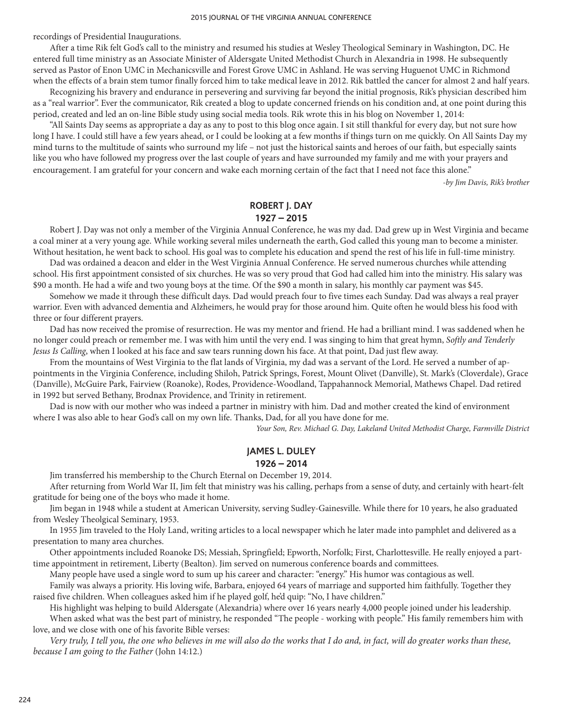recordings of Presidential Inaugurations.

After a time Rik felt God's call to the ministry and resumed his studies at Wesley Theological Seminary in Washington, DC. He entered full time ministry as an Associate Minister of Aldersgate United Methodist Church in Alexandria in 1998. He subsequently served as Pastor of Enon UMC in Mechanicsville and Forest Grove UMC in Ashland. He was serving Huguenot UMC in Richmond when the effects of a brain stem tumor finally forced him to take medical leave in 2012. Rik battled the cancer for almost 2 and half years.

Recognizing his bravery and endurance in persevering and surviving far beyond the initial prognosis, Rik's physician described him as a "real warrior". Ever the communicator, Rik created a blog to update concerned friends on his condition and, at one point during this period, created and led an on-line Bible study using social media tools. Rik wrote this in his blog on November 1, 2014:

"All Saints Day seems as appropriate a day as any to post to this blog once again. I sit still thankful for every day, but not sure how long I have. I could still have a few years ahead, or I could be looking at a few months if things turn on me quickly. On All Saints Day my mind turns to the multitude of saints who surround my life – not just the historical saints and heroes of our faith, but especially saints like you who have followed my progress over the last couple of years and have surrounded my family and me with your prayers and encouragement. I am grateful for your concern and wake each morning certain of the fact that I need not face this alone."

*-by Jim Davis, Rik's brother*

## ROBERT J. DAY
## 1927 – 2015

Robert J. Day was not only a member of the Virginia Annual Conference, he was my dad. Dad grew up in West Virginia and became a coal miner at a very young age. While working several miles underneath the earth, God called this young man to become a minister. Without hesitation, he went back to school. His goal was to complete his education and spend the rest of his life in full-time ministry.

Dad was ordained a deacon and elder in the West Virginia Annual Conference. He served numerous churches while attending school. His first appointment consisted of six churches. He was so very proud that God had called him into the ministry. His salary was $90 a month. He had a wife and two young boys at the time. Of the $90 a month in salary, his monthly car payment was $45.

Somehow we made it through these difficult days. Dad would preach four to five times each Sunday. Dad was always a real prayer warrior. Even with advanced dementia and Alzheimers, he would pray for those around him. Quite often he would bless his food with three or four different prayers.

Dad has now received the promise of resurrection. He was my mentor and friend. He had a brilliant mind. I was saddened when he no longer could preach or remember me. I was with him until the very end. I was singing to him that great hymn, *Softly and Tenderly Jesus Is Calling*, when I looked at his face and saw tears running down his face. At that point, Dad just flew away.

From the mountains of West Virginia to the flat lands of Virginia, my dad was a servant of the Lord. He served a number of appointments in the Virginia Conference, including Shiloh, Patrick Springs, Forest, Mount Olivet (Danville), St. Mark's (Cloverdale), Grace (Danville), McGuire Park, Fairview (Roanoke), Rodes, Providence-Woodland, Tappahannock Memorial, Mathews Chapel. Dad retired in 1992 but served Bethany, Brodnax Providence, and Trinity in retirement.

Dad is now with our mother who was indeed a partner in ministry with him. Dad and mother created the kind of environment where I was also able to hear God's call on my own life. Thanks, Dad, for all you have done for me.

*Your Son, Rev. Michael G. Day, Lakeland United Methodist Charge, Farmville District*

## JAMES L. DULEY
## 1926 – 2014

Jim transferred his membership to the Church Eternal on December 19, 2014.

After returning from World War II, Jim felt that ministry was his calling, perhaps from a sense of duty, and certainly with heart-felt gratitude for being one of the boys who made it home.

Jim began in 1948 while a student at American University, serving Sudley-Gainesville. While there for 10 years, he also graduated from Wesley Theolgical Seminary, 1953.

In 1955 Jim traveled to the Holy Land, writing articles to a local newspaper which he later made into pamphlet and delivered as a presentation to many area churches.

Other appointments included Roanoke DS; Messiah, Springfield; Epworth, Norfolk; First, Charlottesville. He really enjoyed a part-time appointment in retirement, Liberty (Bealton). Jim served on numerous conference boards and committees.

Many people have used a single word to sum up his career and character: "energy." His humor was contagious as well.

Family was always a priority. His loving wife, Barbara, enjoyed 64 years of marriage and supported him faithfully. Together they raised five children. When colleagues asked him if he played golf, he'd quip: "No, I have children."

His highlight was helping to build Aldersgate (Alexandria) where over 16 years nearly 4,000 people joined under his leadership.

When asked what was the best part of ministry, he responded "The people - working with people." His family remembers him with love, and we close with one of his favorite Bible verses:

*Very truly, I tell you, the one who believes in me will also do the works that I do and, in fact, will do greater works than these, because I am going to the Father* (John 14:12.)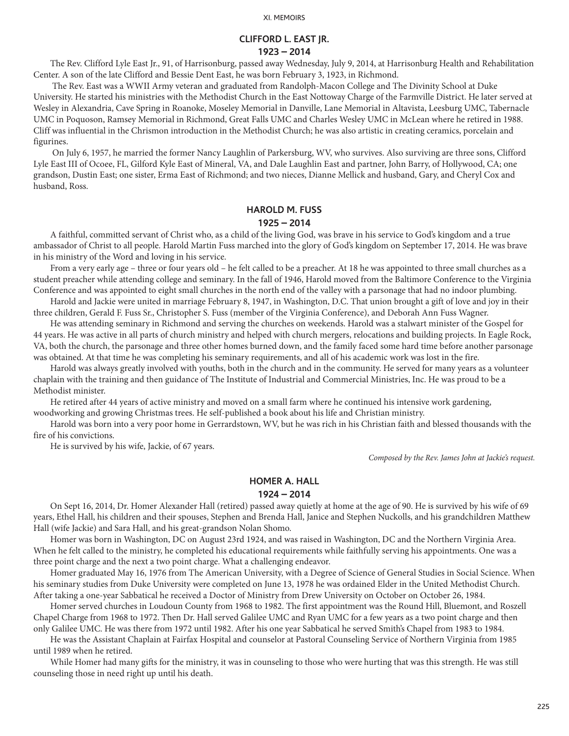## CLIFFORD L. EAST JR.

### 1923 – 2014

The Rev. Clifford Lyle East Jr., 91, of Harrisonburg, passed away Wednesday, July 9, 2014, at Harrisonburg Health and Rehabilitation Center. A son of the late Clifford and Bessie Dent East, he was born February 3, 1923, in Richmond.

The Rev. East was a WWII Army veteran and graduated from Randolph-Macon College and The Divinity School at Duke University. He started his ministries with the Methodist Church in the East Nottoway Charge of the Farmville District. He later served at Wesley in Alexandria, Cave Spring in Roanoke, Moseley Memorial in Danville, Lane Memorial in Altavista, Leesburg UMC, Tabernacle UMC in Poquoson, Ramsey Memorial in Richmond, Great Falls UMC and Charles Wesley UMC in McLean where he retired in 1988. Cliff was influential in the Chrismon introduction in the Methodist Church; he was also artistic in creating ceramics, porcelain and figurines.

On July 6, 1957, he married the former Nancy Laughlin of Parkersburg, WV, who survives. Also surviving are three sons, Clifford Lyle East III of Ocoee, FL, Gilford Kyle East of Mineral, VA, and Dale Laughlin East and partner, John Barry, of Hollywood, CA; one grandson, Dustin East; one sister, Erma East of Richmond; and two nieces, Dianne Mellick and husband, Gary, and Cheryl Cox and husband, Ross.

## HAROLD M. FUSS

### 1925 – 2014

A faithful, committed servant of Christ who, as a child of the living God, was brave in his service to God's kingdom and a true ambassador of Christ to all people. Harold Martin Fuss marched into the glory of God's kingdom on September 17, 2014. He was brave in his ministry of the Word and loving in his service.

From a very early age – three or four years old – he felt called to be a preacher. At 18 he was appointed to three small churches as a student preacher while attending college and seminary. In the fall of 1946, Harold moved from the Baltimore Conference to the Virginia Conference and was appointed to eight small churches in the north end of the valley with a parsonage that had no indoor plumbing.

Harold and Jackie were united in marriage February 8, 1947, in Washington, D.C. That union brought a gift of love and joy in their three children, Gerald F. Fuss Sr., Christopher S. Fuss (member of the Virginia Conference), and Deborah Ann Fuss Wagner.

He was attending seminary in Richmond and serving the churches on weekends. Harold was a stalwart minister of the Gospel for 44 years. He was active in all parts of church ministry and helped with church mergers, relocations and building projects. In Eagle Rock, VA, both the church, the parsonage and three other homes burned down, and the family faced some hard time before another parsonage was obtained. At that time he was completing his seminary requirements, and all of his academic work was lost in the fire.

Harold was always greatly involved with youths, both in the church and in the community. He served for many years as a volunteer chaplain with the training and then guidance of The Institute of Industrial and Commercial Ministries, Inc. He was proud to be a Methodist minister.

He retired after 44 years of active ministry and moved on a small farm where he continued his intensive work gardening, woodworking and growing Christmas trees. He self-published a book about his life and Christian ministry.

Harold was born into a very poor home in Gerrardstown, WV, but he was rich in his Christian faith and blessed thousands with the fire of his convictions.

He is survived by his wife, Jackie, of 67 years.

*Composed by the Rev. James John at Jackie's request.*

## HOMER A. HALL

### 1924 – 2014

On Sept 16, 2014, Dr. Homer Alexander Hall (retired) passed away quietly at home at the age of 90. He is survived by his wife of 69 years, Ethel Hall, his children and their spouses, Stephen and Brenda Hall, Janice and Stephen Nuckolls, and his grandchildren Matthew Hall (wife Jackie) and Sara Hall, and his great-grandson Nolan Shomo.

Homer was born in Washington, DC on August 23rd 1924, and was raised in Washington, DC and the Northern Virginia Area. When he felt called to the ministry, he completed his educational requirements while faithfully serving his appointments. One was a three point charge and the next a two point charge. What a challenging endeavor.

Homer graduated May 16, 1976 from The American University, with a Degree of Science of General Studies in Social Science. When his seminary studies from Duke University were completed on June 13, 1978 he was ordained Elder in the United Methodist Church. After taking a one-year Sabbatical he received a Doctor of Ministry from Drew University on October on October 26, 1984.

Homer served churches in Loudoun County from 1968 to 1982. The first appointment was the Round Hill, Bluemont, and Roszell Chapel Charge from 1968 to 1972. Then Dr. Hall served Galilee UMC and Ryan UMC for a few years as a two point charge and then only Galilee UMC. He was there from 1972 until 1982. After his one year Sabbatical he served Smith's Chapel from 1983 to 1984.

He was the Assistant Chaplain at Fairfax Hospital and counselor at Pastoral Counseling Service of Northern Virginia from 1985 until 1989 when he retired.

While Homer had many gifts for the ministry, it was in counseling to those who were hurting that was this strength. He was still counseling those in need right up until his death.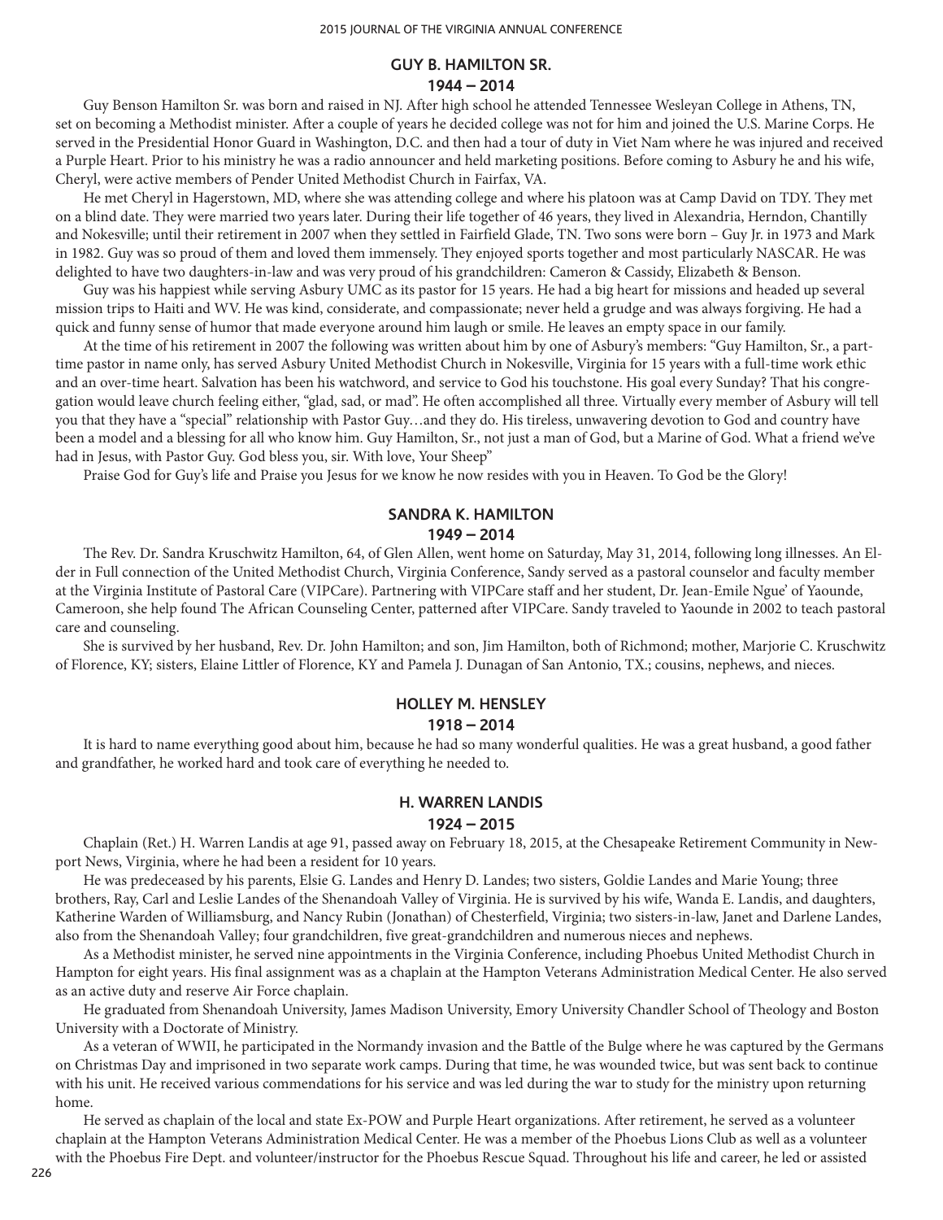## GUY B. HAMILTON SR.

### 1944 – 2014

Guy Benson Hamilton Sr. was born and raised in NJ. After high school he attended Tennessee Wesleyan College in Athens, TN, set on becoming a Methodist minister. After a couple of years he decided college was not for him and joined the U.S. Marine Corps. He served in the Presidential Honor Guard in Washington, D.C. and then had a tour of duty in Viet Nam where he was injured and received a Purple Heart. Prior to his ministry he was a radio announcer and held marketing positions. Before coming to Asbury he and his wife, Cheryl, were active members of Pender United Methodist Church in Fairfax, VA.

He met Cheryl in Hagerstown, MD, where she was attending college and where his platoon was at Camp David on TDY. They met on a blind date. They were married two years later. During their life together of 46 years, they lived in Alexandria, Herndon, Chantilly and Nokesville; until their retirement in 2007 when they settled in Fairfield Glade, TN. Two sons were born – Guy Jr. in 1973 and Mark in 1982. Guy was so proud of them and loved them immensely. They enjoyed sports together and most particularly NASCAR. He was delighted to have two daughters-in-law and was very proud of his grandchildren: Cameron & Cassidy, Elizabeth & Benson.

Guy was his happiest while serving Asbury UMC as its pastor for 15 years. He had a big heart for missions and headed up several mission trips to Haiti and WV. He was kind, considerate, and compassionate; never held a grudge and was always forgiving. He had a quick and funny sense of humor that made everyone around him laugh or smile. He leaves an empty space in our family.

At the time of his retirement in 2007 the following was written about him by one of Asbury's members: "Guy Hamilton, Sr., a part-time pastor in name only, has served Asbury United Methodist Church in Nokesville, Virginia for 15 years with a full-time work ethic and an over-time heart. Salvation has been his watchword, and service to God his touchstone. His goal every Sunday? That his congregation would leave church feeling either, "glad, sad, or mad". He often accomplished all three. Virtually every member of Asbury will tell you that they have a "special" relationship with Pastor Guy…and they do. His tireless, unwavering devotion to God and country have been a model and a blessing for all who know him. Guy Hamilton, Sr., not just a man of God, but a Marine of God. What a friend we've had in Jesus, with Pastor Guy. God bless you, sir. With love, Your Sheep"

Praise God for Guy's life and Praise you Jesus for we know he now resides with you in Heaven. To God be the Glory!

## SANDRA K. HAMILTON

### 1949 – 2014

The Rev. Dr. Sandra Kruschwitz Hamilton, 64, of Glen Allen, went home on Saturday, May 31, 2014, following long illnesses. An Elder in Full connection of the United Methodist Church, Virginia Conference, Sandy served as a pastoral counselor and faculty member at the Virginia Institute of Pastoral Care (VIPCare). Partnering with VIPCare staff and her student, Dr. Jean-Emile Ngue' of Yaounde, Cameroon, she help found The African Counseling Center, patterned after VIPCare. Sandy traveled to Yaounde in 2002 to teach pastoral care and counseling.

She is survived by her husband, Rev. Dr. John Hamilton; and son, Jim Hamilton, both of Richmond; mother, Marjorie C. Kruschwitz of Florence, KY; sisters, Elaine Littler of Florence, KY and Pamela J. Dunagan of San Antonio, TX.; cousins, nephews, and nieces.

## HOLLEY M. HENSLEY

### 1918 – 2014

It is hard to name everything good about him, because he had so many wonderful qualities. He was a great husband, a good father and grandfather, he worked hard and took care of everything he needed to.

## H. WARREN LANDIS

### 1924 – 2015

Chaplain (Ret.) H. Warren Landis at age 91, passed away on February 18, 2015, at the Chesapeake Retirement Community in Newport News, Virginia, where he had been a resident for 10 years.

He was predeceased by his parents, Elsie G. Landes and Henry D. Landes; two sisters, Goldie Landes and Marie Young; three brothers, Ray, Carl and Leslie Landes of the Shenandoah Valley of Virginia. He is survived by his wife, Wanda E. Landis, and daughters, Katherine Warden of Williamsburg, and Nancy Rubin (Jonathan) of Chesterfield, Virginia; two sisters-in-law, Janet and Darlene Landes, also from the Shenandoah Valley; four grandchildren, five great-grandchildren and numerous nieces and nephews.

As a Methodist minister, he served nine appointments in the Virginia Conference, including Phoebus United Methodist Church in Hampton for eight years. His final assignment was as a chaplain at the Hampton Veterans Administration Medical Center. He also served as an active duty and reserve Air Force chaplain.

He graduated from Shenandoah University, James Madison University, Emory University Chandler School of Theology and Boston University with a Doctorate of Ministry.

As a veteran of WWII, he participated in the Normandy invasion and the Battle of the Bulge where he was captured by the Germans on Christmas Day and imprisoned in two separate work camps. During that time, he was wounded twice, but was sent back to continue with his unit. He received various commendations for his service and was led during the war to study for the ministry upon returning home.

He served as chaplain of the local and state Ex-POW and Purple Heart organizations. After retirement, he served as a volunteer chaplain at the Hampton Veterans Administration Medical Center. He was a member of the Phoebus Lions Club as well as a volunteer with the Phoebus Fire Dept. and volunteer/instructor for the Phoebus Rescue Squad. Throughout his life and career, he led or assisted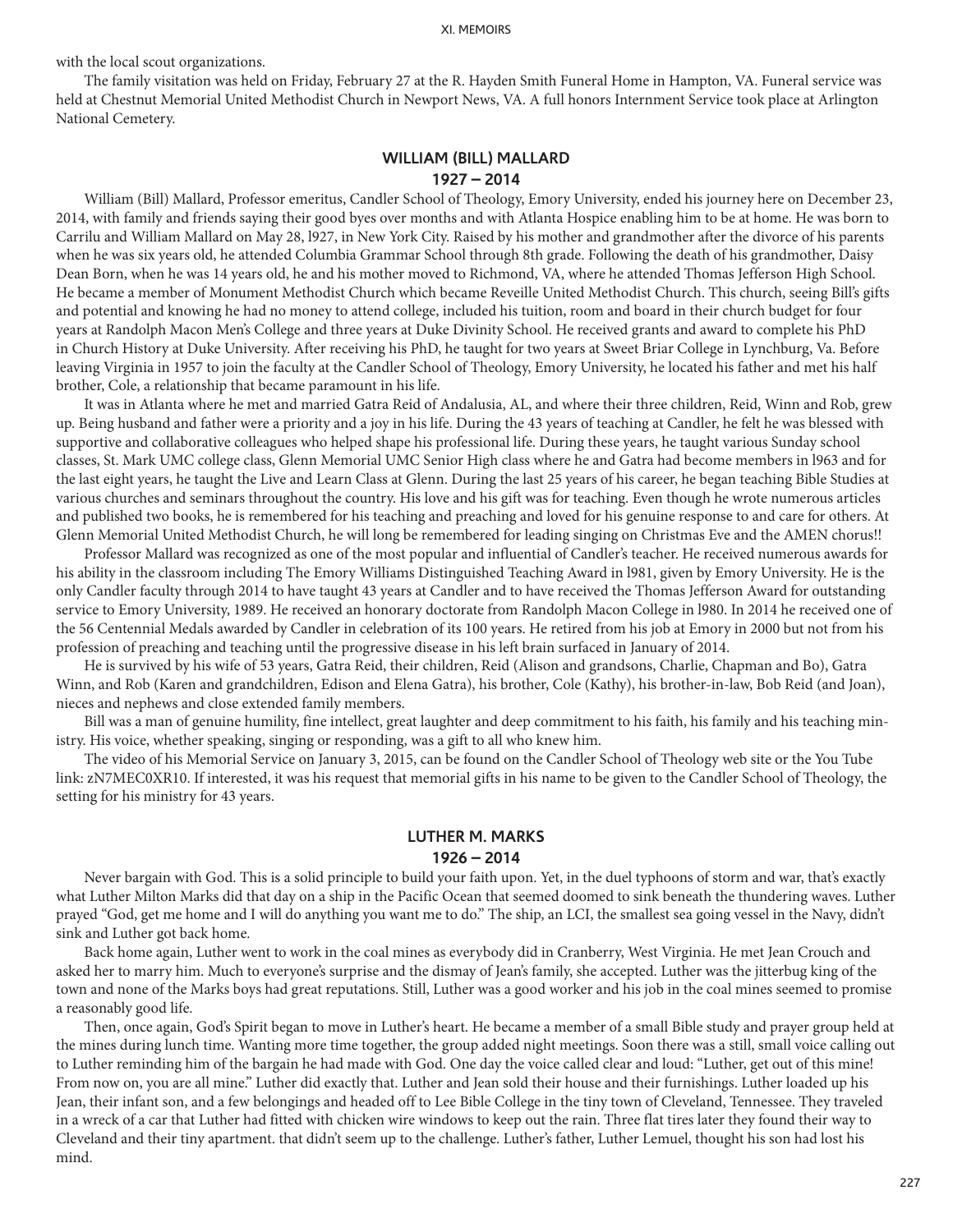with the local scout organizations.

The family visitation was held on Friday, February 27 at the R. Hayden Smith Funeral Home in Hampton, VA. Funeral service was held at Chestnut Memorial United Methodist Church in Newport News, VA. A full honors Internment Service took place at Arlington National Cemetery.

## WILLIAM (BILL) MALLARD
### 1927 – 2014

William (Bill) Mallard, Professor emeritus, Candler School of Theology, Emory University, ended his journey here on December 23, 2014, with family and friends saying their good byes over months and with Atlanta Hospice enabling him to be at home. He was born to Carrilu and William Mallard on May 28, l927, in New York City. Raised by his mother and grandmother after the divorce of his parents when he was six years old, he attended Columbia Grammar School through 8th grade. Following the death of his grandmother, Daisy Dean Born, when he was 14 years old, he and his mother moved to Richmond, VA, where he attended Thomas Jefferson High School. He became a member of Monument Methodist Church which became Reveille United Methodist Church. This church, seeing Bill's gifts and potential and knowing he had no money to attend college, included his tuition, room and board in their church budget for four years at Randolph Macon Men's College and three years at Duke Divinity School. He received grants and award to complete his PhD in Church History at Duke University. After receiving his PhD, he taught for two years at Sweet Briar College in Lynchburg, Va. Before leaving Virginia in 1957 to join the faculty at the Candler School of Theology, Emory University, he located his father and met his half brother, Cole, a relationship that became paramount in his life.

It was in Atlanta where he met and married Gatra Reid of Andalusia, AL, and where their three children, Reid, Winn and Rob, grew up. Being husband and father were a priority and a joy in his life. During the 43 years of teaching at Candler, he felt he was blessed with supportive and collaborative colleagues who helped shape his professional life. During these years, he taught various Sunday school classes, St. Mark UMC college class, Glenn Memorial UMC Senior High class where he and Gatra had become members in l963 and for the last eight years, he taught the Live and Learn Class at Glenn. During the last 25 years of his career, he began teaching Bible Studies at various churches and seminars throughout the country. His love and his gift was for teaching. Even though he wrote numerous articles and published two books, he is remembered for his teaching and preaching and loved for his genuine response to and care for others. At Glenn Memorial United Methodist Church, he will long be remembered for leading singing on Christmas Eve and the AMEN chorus!!

Professor Mallard was recognized as one of the most popular and influential of Candler's teacher. He received numerous awards for his ability in the classroom including The Emory Williams Distinguished Teaching Award in l981, given by Emory University. He is the only Candler faculty through 2014 to have taught 43 years at Candler and to have received the Thomas Jefferson Award for outstanding service to Emory University, 1989. He received an honorary doctorate from Randolph Macon College in l980. In 2014 he received one of the 56 Centennial Medals awarded by Candler in celebration of its 100 years. He retired from his job at Emory in 2000 but not from his profession of preaching and teaching until the progressive disease in his left brain surfaced in January of 2014.

He is survived by his wife of 53 years, Gatra Reid, their children, Reid (Alison and grandsons, Charlie, Chapman and Bo), Gatra Winn, and Rob (Karen and grandchildren, Edison and Elena Gatra), his brother, Cole (Kathy), his brother-in-law, Bob Reid (and Joan), nieces and nephews and close extended family members.

Bill was a man of genuine humility, fine intellect, great laughter and deep commitment to his faith, his family and his teaching ministry. His voice, whether speaking, singing or responding, was a gift to all who knew him.

The video of his Memorial Service on January 3, 2015, can be found on the Candler School of Theology web site or the You Tube link: zN7MEC0XR10. If interested, it was his request that memorial gifts in his name to be given to the Candler School of Theology, the setting for his ministry for 43 years.

## LUTHER M. MARKS
### 1926 – 2014

Never bargain with God. This is a solid principle to build your faith upon. Yet, in the duel typhoons of storm and war, that's exactly what Luther Milton Marks did that day on a ship in the Pacific Ocean that seemed doomed to sink beneath the thundering waves. Luther prayed "God, get me home and I will do anything you want me to do." The ship, an LCI, the smallest sea going vessel in the Navy, didn't sink and Luther got back home.

Back home again, Luther went to work in the coal mines as everybody did in Cranberry, West Virginia. He met Jean Crouch and asked her to marry him. Much to everyone's surprise and the dismay of Jean's family, she accepted. Luther was the jitterbug king of the town and none of the Marks boys had great reputations. Still, Luther was a good worker and his job in the coal mines seemed to promise a reasonably good life.

Then, once again, God's Spirit began to move in Luther's heart. He became a member of a small Bible study and prayer group held at the mines during lunch time. Wanting more time together, the group added night meetings. Soon there was a still, small voice calling out to Luther reminding him of the bargain he had made with God. One day the voice called clear and loud: "Luther, get out of this mine! From now on, you are all mine." Luther did exactly that. Luther and Jean sold their house and their furnishings. Luther loaded up his Jean, their infant son, and a few belongings and headed off to Lee Bible College in the tiny town of Cleveland, Tennessee. They traveled in a wreck of a car that Luther had fitted with chicken wire windows to keep out the rain. Three flat tires later they found their way to Cleveland and their tiny apartment. that didn't seem up to the challenge. Luther's father, Luther Lemuel, thought his son had lost his mind.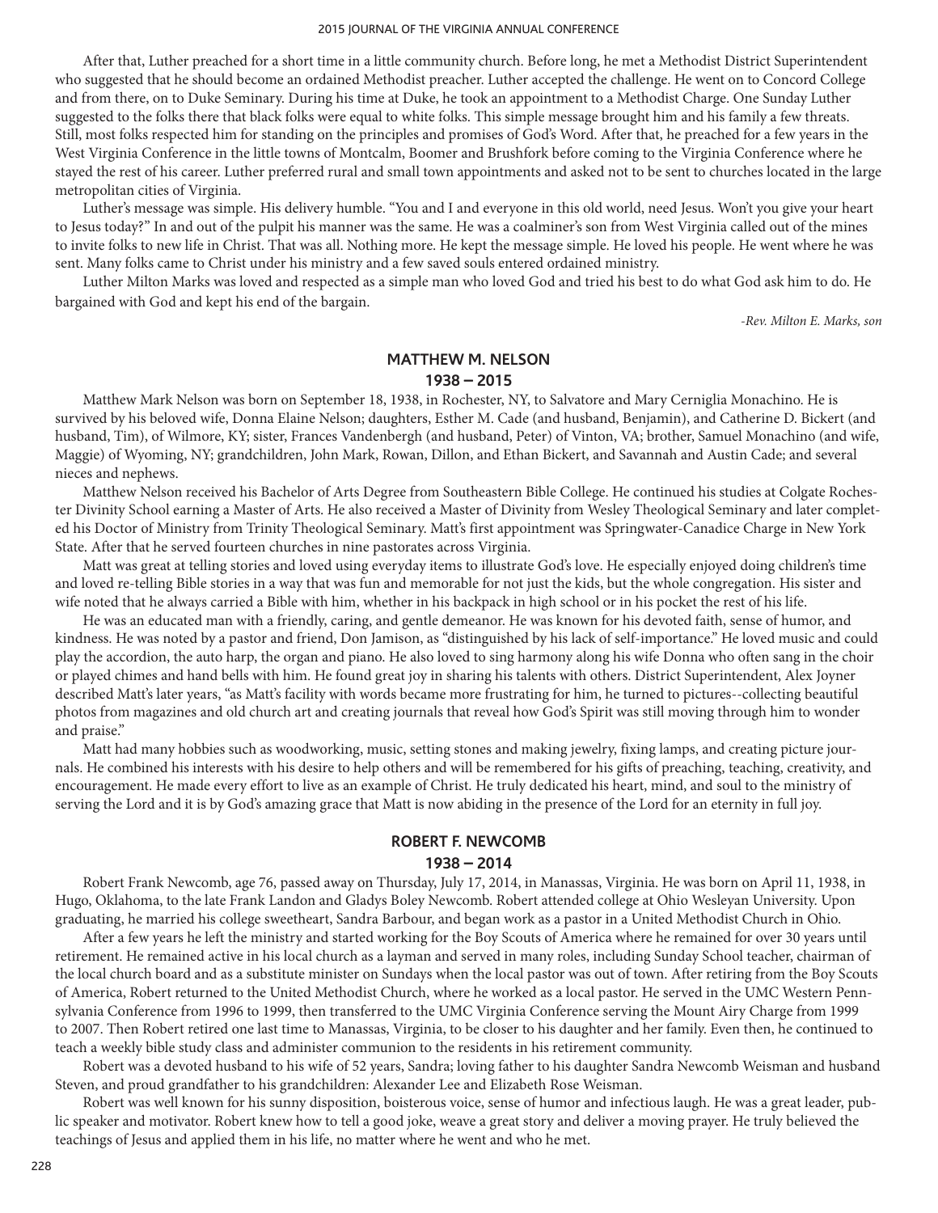After that, Luther preached for a short time in a little community church. Before long, he met a Methodist District Superintendent who suggested that he should become an ordained Methodist preacher. Luther accepted the challenge. He went on to Concord College and from there, on to Duke Seminary. During his time at Duke, he took an appointment to a Methodist Charge. One Sunday Luther suggested to the folks there that black folks were equal to white folks. This simple message brought him and his family a few threats. Still, most folks respected him for standing on the principles and promises of God's Word. After that, he preached for a few years in the West Virginia Conference in the little towns of Montcalm, Boomer and Brushfork before coming to the Virginia Conference where he stayed the rest of his career. Luther preferred rural and small town appointments and asked not to be sent to churches located in the large metropolitan cities of Virginia.

Luther's message was simple. His delivery humble. "You and I and everyone in this old world, need Jesus. Won't you give your heart to Jesus today?" In and out of the pulpit his manner was the same. He was a coalminer's son from West Virginia called out of the mines to invite folks to new life in Christ. That was all. Nothing more. He kept the message simple. He loved his people. He went where he was sent. Many folks came to Christ under his ministry and a few saved souls entered ordained ministry.

Luther Milton Marks was loved and respected as a simple man who loved God and tried his best to do what God ask him to do. He bargained with God and kept his end of the bargain.

*-Rev. Milton E. Marks, son*

## MATTHEW M. NELSON
## 1938 – 2015

Matthew Mark Nelson was born on September 18, 1938, in Rochester, NY, to Salvatore and Mary Cerniglia Monachino. He is survived by his beloved wife, Donna Elaine Nelson; daughters, Esther M. Cade (and husband, Benjamin), and Catherine D. Bickert (and husband, Tim), of Wilmore, KY; sister, Frances Vandenbergh (and husband, Peter) of Vinton, VA; brother, Samuel Monachino (and wife, Maggie) of Wyoming, NY; grandchildren, John Mark, Rowan, Dillon, and Ethan Bickert, and Savannah and Austin Cade; and several nieces and nephews.

Matthew Nelson received his Bachelor of Arts Degree from Southeastern Bible College. He continued his studies at Colgate Rochester Divinity School earning a Master of Arts. He also received a Master of Divinity from Wesley Theological Seminary and later completed his Doctor of Ministry from Trinity Theological Seminary. Matt's first appointment was Springwater-Canadice Charge in New York State. After that he served fourteen churches in nine pastorates across Virginia.

Matt was great at telling stories and loved using everyday items to illustrate God's love. He especially enjoyed doing children's time and loved re-telling Bible stories in a way that was fun and memorable for not just the kids, but the whole congregation. His sister and wife noted that he always carried a Bible with him, whether in his backpack in high school or in his pocket the rest of his life.

He was an educated man with a friendly, caring, and gentle demeanor. He was known for his devoted faith, sense of humor, and kindness. He was noted by a pastor and friend, Don Jamison, as "distinguished by his lack of self-importance." He loved music and could play the accordion, the auto harp, the organ and piano. He also loved to sing harmony along his wife Donna who often sang in the choir or played chimes and hand bells with him. He found great joy in sharing his talents with others. District Superintendent, Alex Joyner described Matt's later years, "as Matt's facility with words became more frustrating for him, he turned to pictures--collecting beautiful photos from magazines and old church art and creating journals that reveal how God's Spirit was still moving through him to wonder and praise."

Matt had many hobbies such as woodworking, music, setting stones and making jewelry, fixing lamps, and creating picture journals. He combined his interests with his desire to help others and will be remembered for his gifts of preaching, teaching, creativity, and encouragement. He made every effort to live as an example of Christ. He truly dedicated his heart, mind, and soul to the ministry of serving the Lord and it is by God's amazing grace that Matt is now abiding in the presence of the Lord for an eternity in full joy.

## ROBERT F. NEWCOMB
## 1938 – 2014

Robert Frank Newcomb, age 76, passed away on Thursday, July 17, 2014, in Manassas, Virginia. He was born on April 11, 1938, in Hugo, Oklahoma, to the late Frank Landon and Gladys Boley Newcomb. Robert attended college at Ohio Wesleyan University. Upon graduating, he married his college sweetheart, Sandra Barbour, and began work as a pastor in a United Methodist Church in Ohio.

After a few years he left the ministry and started working for the Boy Scouts of America where he remained for over 30 years until retirement. He remained active in his local church as a layman and served in many roles, including Sunday School teacher, chairman of the local church board and as a substitute minister on Sundays when the local pastor was out of town. After retiring from the Boy Scouts of America, Robert returned to the United Methodist Church, where he worked as a local pastor. He served in the UMC Western Pennsylvania Conference from 1996 to 1999, then transferred to the UMC Virginia Conference serving the Mount Airy Charge from 1999 to 2007. Then Robert retired one last time to Manassas, Virginia, to be closer to his daughter and her family. Even then, he continued to teach a weekly bible study class and administer communion to the residents in his retirement community.

Robert was a devoted husband to his wife of 52 years, Sandra; loving father to his daughter Sandra Newcomb Weisman and husband Steven, and proud grandfather to his grandchildren: Alexander Lee and Elizabeth Rose Weisman.

Robert was well known for his sunny disposition, boisterous voice, sense of humor and infectious laugh. He was a great leader, public speaker and motivator. Robert knew how to tell a good joke, weave a great story and deliver a moving prayer. He truly believed the teachings of Jesus and applied them in his life, no matter where he went and who he met.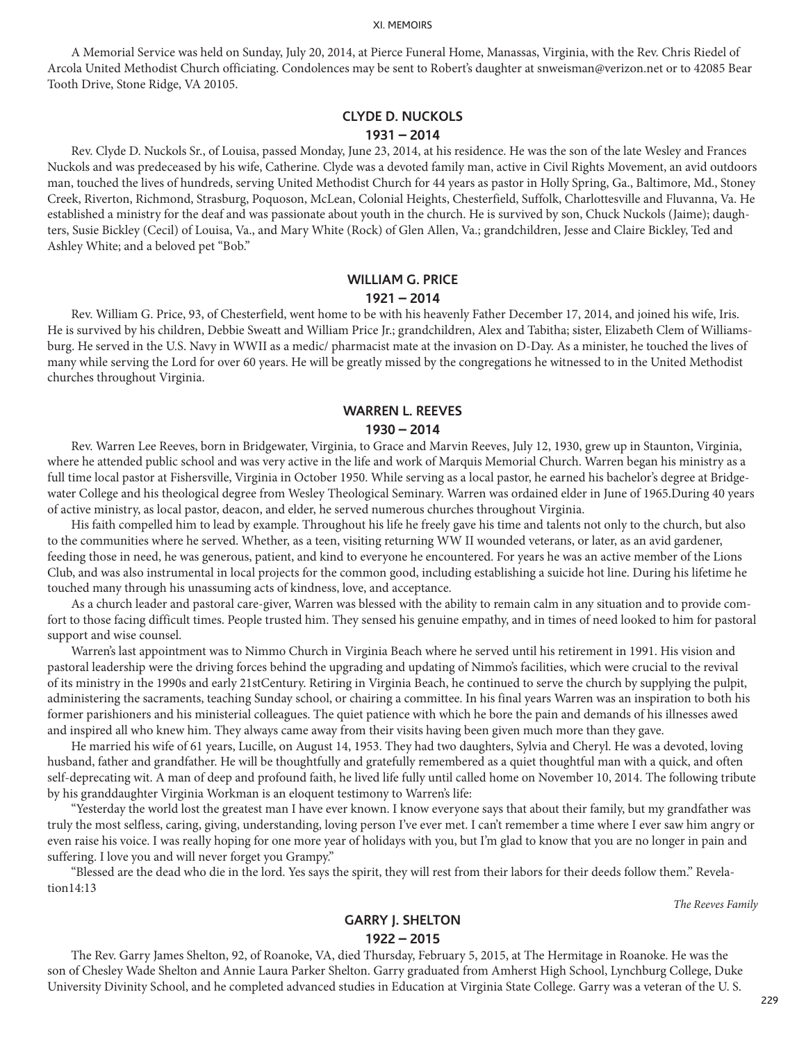A Memorial Service was held on Sunday, July 20, 2014, at Pierce Funeral Home, Manassas, Virginia, with the Rev. Chris Riedel of Arcola United Methodist Church officiating. Condolences may be sent to Robert's daughter at snweisman@verizon.net or to 42085 Bear Tooth Drive, Stone Ridge, VA 20105.

## CLYDE D. NUCKOLS
### 1931 – 2014

Rev. Clyde D. Nuckols Sr., of Louisa, passed Monday, June 23, 2014, at his residence. He was the son of the late Wesley and Frances Nuckols and was predeceased by his wife, Catherine. Clyde was a devoted family man, active in Civil Rights Movement, an avid outdoors man, touched the lives of hundreds, serving United Methodist Church for 44 years as pastor in Holly Spring, Ga., Baltimore, Md., Stoney Creek, Riverton, Richmond, Strasburg, Poquoson, McLean, Colonial Heights, Chesterfield, Suffolk, Charlottesville and Fluvanna, Va. He established a ministry for the deaf and was passionate about youth in the church. He is survived by son, Chuck Nuckols (Jaime); daughters, Susie Bickley (Cecil) of Louisa, Va., and Mary White (Rock) of Glen Allen, Va.; grandchildren, Jesse and Claire Bickley, Ted and Ashley White; and a beloved pet "Bob."

## WILLIAM G. PRICE
### 1921 – 2014

Rev. William G. Price, 93, of Chesterfield, went home to be with his heavenly Father December 17, 2014, and joined his wife, Iris. He is survived by his children, Debbie Sweatt and William Price Jr.; grandchildren, Alex and Tabitha; sister, Elizabeth Clem of Williamsburg. He served in the U.S. Navy in WWII as a medic/ pharmacist mate at the invasion on D-Day. As a minister, he touched the lives of many while serving the Lord for over 60 years. He will be greatly missed by the congregations he witnessed to in the United Methodist churches throughout Virginia.

## WARREN L. REEVES
### 1930 – 2014

Rev. Warren Lee Reeves, born in Bridgewater, Virginia, to Grace and Marvin Reeves, July 12, 1930, grew up in Staunton, Virginia, where he attended public school and was very active in the life and work of Marquis Memorial Church. Warren began his ministry as a full time local pastor at Fishersville, Virginia in October 1950. While serving as a local pastor, he earned his bachelor's degree at Bridgewater College and his theological degree from Wesley Theological Seminary. Warren was ordained elder in June of 1965.During 40 years of active ministry, as local pastor, deacon, and elder, he served numerous churches throughout Virginia.

His faith compelled him to lead by example. Throughout his life he freely gave his time and talents not only to the church, but also to the communities where he served. Whether, as a teen, visiting returning WW II wounded veterans, or later, as an avid gardener, feeding those in need, he was generous, patient, and kind to everyone he encountered. For years he was an active member of the Lions Club, and was also instrumental in local projects for the common good, including establishing a suicide hot line. During his lifetime he touched many through his unassuming acts of kindness, love, and acceptance.

As a church leader and pastoral care-giver, Warren was blessed with the ability to remain calm in any situation and to provide comfort to those facing difficult times. People trusted him. They sensed his genuine empathy, and in times of need looked to him for pastoral support and wise counsel.

Warren's last appointment was to Nimmo Church in Virginia Beach where he served until his retirement in 1991. His vision and pastoral leadership were the driving forces behind the upgrading and updating of Nimmo's facilities, which were crucial to the revival of its ministry in the 1990s and early 21stCentury. Retiring in Virginia Beach, he continued to serve the church by supplying the pulpit, administering the sacraments, teaching Sunday school, or chairing a committee. In his final years Warren was an inspiration to both his former parishioners and his ministerial colleagues. The quiet patience with which he bore the pain and demands of his illnesses awed and inspired all who knew him. They always came away from their visits having been given much more than they gave.

He married his wife of 61 years, Lucille, on August 14, 1953. They had two daughters, Sylvia and Cheryl. He was a devoted, loving husband, father and grandfather. He will be thoughtfully and gratefully remembered as a quiet thoughtful man with a quick, and often self-deprecating wit. A man of deep and profound faith, he lived life fully until called home on November 10, 2014. The following tribute by his granddaughter Virginia Workman is an eloquent testimony to Warren's life:

"Yesterday the world lost the greatest man I have ever known. I know everyone says that about their family, but my grandfather was truly the most selfless, caring, giving, understanding, loving person I've ever met. I can't remember a time where I ever saw him angry or even raise his voice. I was really hoping for one more year of holidays with you, but I'm glad to know that you are no longer in pain and suffering. I love you and will never forget you Grampy."

"Blessed are the dead who die in the lord. Yes says the spirit, they will rest from their labors for their deeds follow them." Revelation14:13

*The Reeves Family*

## GARRY J. SHELTON
### 1922 – 2015

The Rev. Garry James Shelton, 92, of Roanoke, VA, died Thursday, February 5, 2015, at The Hermitage in Roanoke. He was the son of Chesley Wade Shelton and Annie Laura Parker Shelton. Garry graduated from Amherst High School, Lynchburg College, Duke University Divinity School, and he completed advanced studies in Education at Virginia State College. Garry was a veteran of the U. S.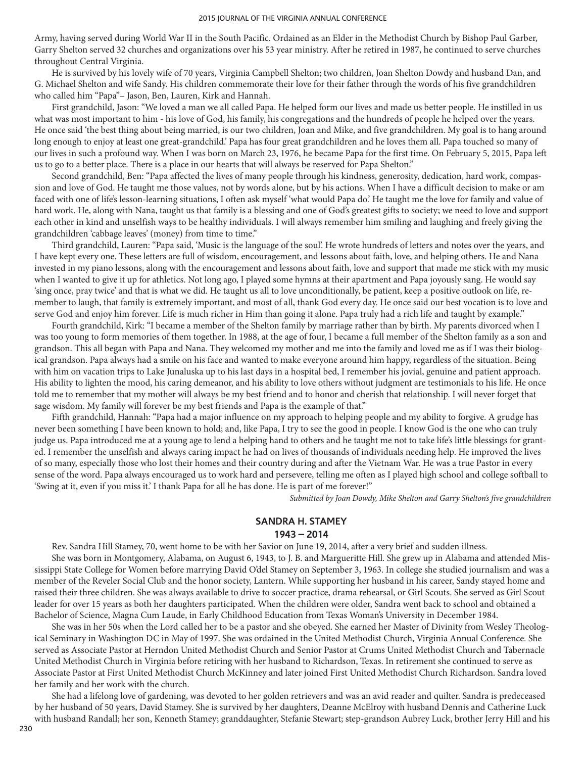Army, having served during World War II in the South Pacific. Ordained as an Elder in the Methodist Church by Bishop Paul Garber, Garry Shelton served 32 churches and organizations over his 53 year ministry. After he retired in 1987, he continued to serve churches throughout Central Virginia.

He is survived by his lovely wife of 70 years, Virginia Campbell Shelton; two children, Joan Shelton Dowdy and husband Dan, and G. Michael Shelton and wife Sandy. His children commemorate their love for their father through the words of his five grandchildren who called him "Papa"– Jason, Ben, Lauren, Kirk and Hannah.

First grandchild, Jason: "We loved a man we all called Papa. He helped form our lives and made us better people. He instilled in us what was most important to him - his love of God, his family, his congregations and the hundreds of people he helped over the years. He once said 'the best thing about being married, is our two children, Joan and Mike, and five grandchildren. My goal is to hang around long enough to enjoy at least one great-grandchild.' Papa has four great grandchildren and he loves them all. Papa touched so many of our lives in such a profound way. When I was born on March 23, 1976, he became Papa for the first time. On February 5, 2015, Papa left us to go to a better place. There is a place in our hearts that will always be reserved for Papa Shelton."

Second grandchild, Ben: "Papa affected the lives of many people through his kindness, generosity, dedication, hard work, compassion and love of God. He taught me those values, not by words alone, but by his actions. When I have a difficult decision to make or am faced with one of life's lesson-learning situations, I often ask myself 'what would Papa do.' He taught me the love for family and value of hard work. He, along with Nana, taught us that family is a blessing and one of God's greatest gifts to society; we need to love and support each other in kind and unselfish ways to be healthy individuals. I will always remember him smiling and laughing and freely giving the grandchildren 'cabbage leaves' (money) from time to time."

Third grandchild, Lauren: "Papa said, 'Music is the language of the soul'. He wrote hundreds of letters and notes over the years, and I have kept every one. These letters are full of wisdom, encouragement, and lessons about faith, love, and helping others. He and Nana invested in my piano lessons, along with the encouragement and lessons about faith, love and support that made me stick with my music when I wanted to give it up for athletics. Not long ago, I played some hymns at their apartment and Papa joyously sang. He would say 'sing once, pray twice' and that is what we did. He taught us all to love unconditionally, be patient, keep a positive outlook on life, remember to laugh, that family is extremely important, and most of all, thank God every day. He once said our best vocation is to love and serve God and enjoy him forever. Life is much richer in Him than going it alone. Papa truly had a rich life and taught by example."

Fourth grandchild, Kirk: "I became a member of the Shelton family by marriage rather than by birth. My parents divorced when I was too young to form memories of them together. In 1988, at the age of four, I became a full member of the Shelton family as a son and grandson. This all began with Papa and Nana. They welcomed my mother and me into the family and loved me as if I was their biological grandson. Papa always had a smile on his face and wanted to make everyone around him happy, regardless of the situation. Being with him on vacation trips to Lake Junaluska up to his last days in a hospital bed, I remember his jovial, genuine and patient approach. His ability to lighten the mood, his caring demeanor, and his ability to love others without judgment are testimonials to his life. He once told me to remember that my mother will always be my best friend and to honor and cherish that relationship. I will never forget that sage wisdom. My family will forever be my best friends and Papa is the example of that."

Fifth grandchild, Hannah: "Papa had a major influence on my approach to helping people and my ability to forgive. A grudge has never been something I have been known to hold; and, like Papa, I try to see the good in people. I know God is the one who can truly judge us. Papa introduced me at a young age to lend a helping hand to others and he taught me not to take life's little blessings for granted. I remember the unselfish and always caring impact he had on lives of thousands of individuals needing help. He improved the lives of so many, especially those who lost their homes and their country during and after the Vietnam War. He was a true Pastor in every sense of the word. Papa always encouraged us to work hard and persevere, telling me often as I played high school and college softball to 'Swing at it, even if you miss it.' I thank Papa for all he has done. He is part of me forever!"

*Submitted by Joan Dowdy, Mike Shelton and Garry Shelton's five grandchildren*

## SANDRA H. STAMEY
## 1943 – 2014

Rev. Sandra Hill Stamey, 70, went home to be with her Savior on June 19, 2014, after a very brief and sudden illness.

She was born in Montgomery, Alabama, on August 6, 1943, to J. B. and Margueritte Hill. She grew up in Alabama and attended Mississippi State College for Women before marrying David O'del Stamey on September 3, 1963. In college she studied journalism and was a member of the Reveler Social Club and the honor society, Lantern. While supporting her husband in his career, Sandy stayed home and raised their three children. She was always available to drive to soccer practice, drama rehearsal, or Girl Scouts. She served as Girl Scout leader for over 15 years as both her daughters participated. When the children were older, Sandra went back to school and obtained a Bachelor of Science, Magna Cum Laude, in Early Childhood Education from Texas Woman's University in December 1984.

She was in her 50s when the Lord called her to be a pastor and she obeyed. She earned her Master of Divinity from Wesley Theological Seminary in Washington DC in May of 1997. She was ordained in the United Methodist Church, Virginia Annual Conference. She served as Associate Pastor at Herndon United Methodist Church and Senior Pastor at Crums United Methodist Church and Tabernacle United Methodist Church in Virginia before retiring with her husband to Richardson, Texas. In retirement she continued to serve as Associate Pastor at First United Methodist Church McKinney and later joined First United Methodist Church Richardson. Sandra loved her family and her work with the church.

She had a lifelong love of gardening, was devoted to her golden retrievers and was an avid reader and quilter. Sandra is predeceased by her husband of 50 years, David Stamey. She is survived by her daughters, Deanne McElroy with husband Dennis and Catherine Luck with husband Randall; her son, Kenneth Stamey; granddaughter, Stefanie Stewart; step-grandson Aubrey Luck, brother Jerry Hill and his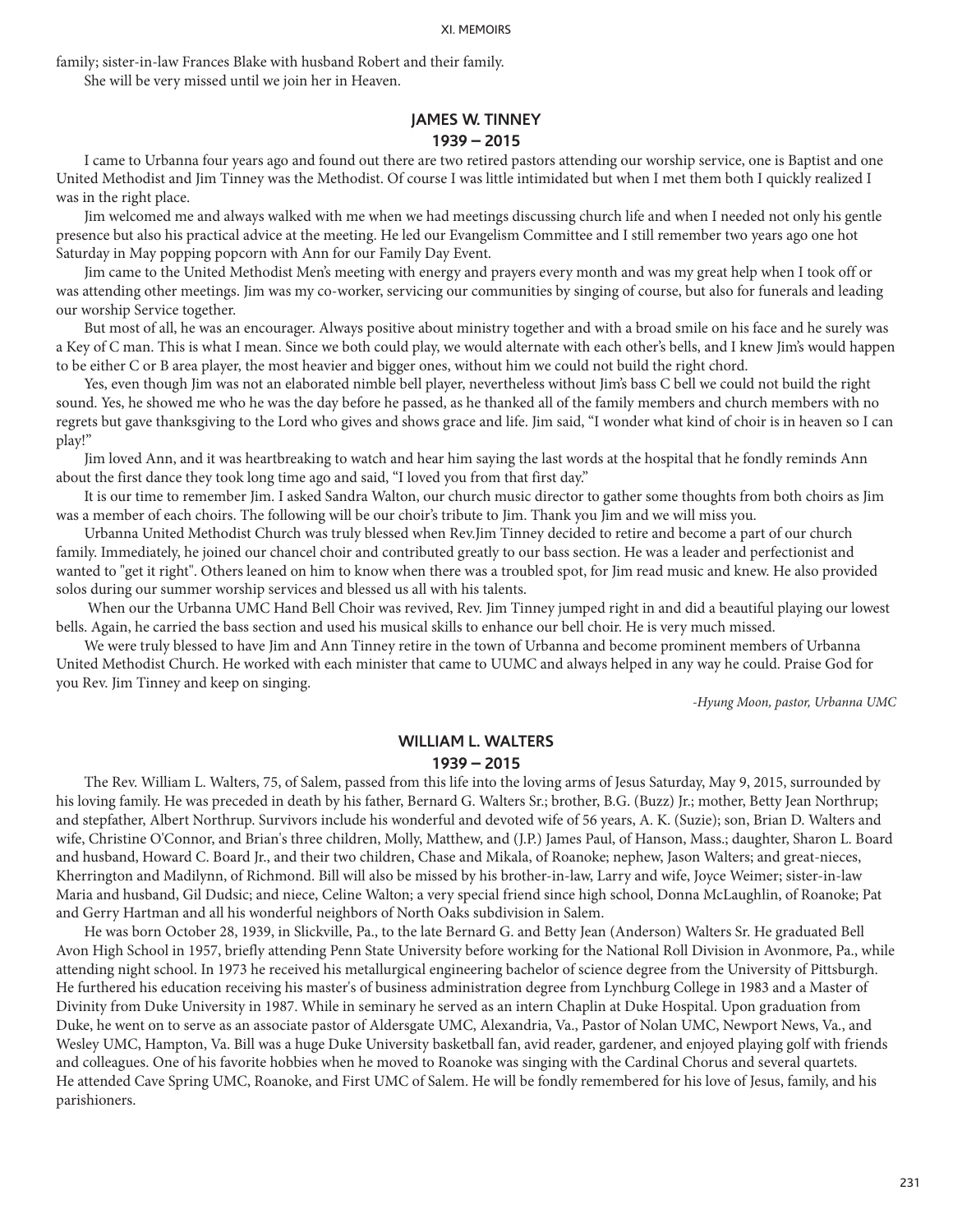family; sister-in-law Frances Blake with husband Robert and their family.

She will be very missed until we join her in Heaven.

## JAMES W. TINNEY
## 1939 – 2015

I came to Urbanna four years ago and found out there are two retired pastors attending our worship service, one is Baptist and one United Methodist and Jim Tinney was the Methodist. Of course I was little intimidated but when I met them both I quickly realized I was in the right place.

Jim welcomed me and always walked with me when we had meetings discussing church life and when I needed not only his gentle presence but also his practical advice at the meeting. He led our Evangelism Committee and I still remember two years ago one hot Saturday in May popping popcorn with Ann for our Family Day Event.

Jim came to the United Methodist Men's meeting with energy and prayers every month and was my great help when I took off or was attending other meetings. Jim was my co-worker, servicing our communities by singing of course, but also for funerals and leading our worship Service together.

But most of all, he was an encourager. Always positive about ministry together and with a broad smile on his face and he surely was a Key of C man. This is what I mean. Since we both could play, we would alternate with each other's bells, and I knew Jim's would happen to be either C or B area player, the most heavier and bigger ones, without him we could not build the right chord.

Yes, even though Jim was not an elaborated nimble bell player, nevertheless without Jim's bass C bell we could not build the right sound. Yes, he showed me who he was the day before he passed, as he thanked all of the family members and church members with no regrets but gave thanksgiving to the Lord who gives and shows grace and life. Jim said, "I wonder what kind of choir is in heaven so I can play!"

Jim loved Ann, and it was heartbreaking to watch and hear him saying the last words at the hospital that he fondly reminds Ann about the first dance they took long time ago and said, "I loved you from that first day."

It is our time to remember Jim. I asked Sandra Walton, our church music director to gather some thoughts from both choirs as Jim was a member of each choirs. The following will be our choir's tribute to Jim. Thank you Jim and we will miss you.

Urbanna United Methodist Church was truly blessed when Rev.Jim Tinney decided to retire and become a part of our church family. Immediately, he joined our chancel choir and contributed greatly to our bass section. He was a leader and perfectionist and wanted to "get it right". Others leaned on him to know when there was a troubled spot, for Jim read music and knew. He also provided solos during our summer worship services and blessed us all with his talents.

When our the Urbanna UMC Hand Bell Choir was revived, Rev. Jim Tinney jumped right in and did a beautiful playing our lowest bells. Again, he carried the bass section and used his musical skills to enhance our bell choir. He is very much missed.

We were truly blessed to have Jim and Ann Tinney retire in the town of Urbanna and become prominent members of Urbanna United Methodist Church. He worked with each minister that came to UUMC and always helped in any way he could. Praise God for you Rev. Jim Tinney and keep on singing.

*-Hyung Moon, pastor, Urbanna UMC*

## WILLIAM L. WALTERS
## 1939 – 2015

The Rev. William L. Walters, 75, of Salem, passed from this life into the loving arms of Jesus Saturday, May 9, 2015, surrounded by his loving family. He was preceded in death by his father, Bernard G. Walters Sr.; brother, B.G. (Buzz) Jr.; mother, Betty Jean Northrup; and stepfather, Albert Northrup. Survivors include his wonderful and devoted wife of 56 years, A. K. (Suzie); son, Brian D. Walters and wife, Christine O'Connor, and Brian's three children, Molly, Matthew, and (J.P.) James Paul, of Hanson, Mass.; daughter, Sharon L. Board and husband, Howard C. Board Jr., and their two children, Chase and Mikala, of Roanoke; nephew, Jason Walters; and great-nieces, Kherrington and Madilynn, of Richmond. Bill will also be missed by his brother-in-law, Larry and wife, Joyce Weimer; sister-in-law Maria and husband, Gil Dudsic; and niece, Celine Walton; a very special friend since high school, Donna McLaughlin, of Roanoke; Pat and Gerry Hartman and all his wonderful neighbors of North Oaks subdivision in Salem.

He was born October 28, 1939, in Slickville, Pa., to the late Bernard G. and Betty Jean (Anderson) Walters Sr. He graduated Bell Avon High School in 1957, briefly attending Penn State University before working for the National Roll Division in Avonmore, Pa., while attending night school. In 1973 he received his metallurgical engineering bachelor of science degree from the University of Pittsburgh. He furthered his education receiving his master's of business administration degree from Lynchburg College in 1983 and a Master of Divinity from Duke University in 1987. While in seminary he served as an intern Chaplin at Duke Hospital. Upon graduation from Duke, he went on to serve as an associate pastor of Aldersgate UMC, Alexandria, Va., Pastor of Nolan UMC, Newport News, Va., and Wesley UMC, Hampton, Va. Bill was a huge Duke University basketball fan, avid reader, gardener, and enjoyed playing golf with friends and colleagues. One of his favorite hobbies when he moved to Roanoke was singing with the Cardinal Chorus and several quartets. He attended Cave Spring UMC, Roanoke, and First UMC of Salem. He will be fondly remembered for his love of Jesus, family, and his parishioners.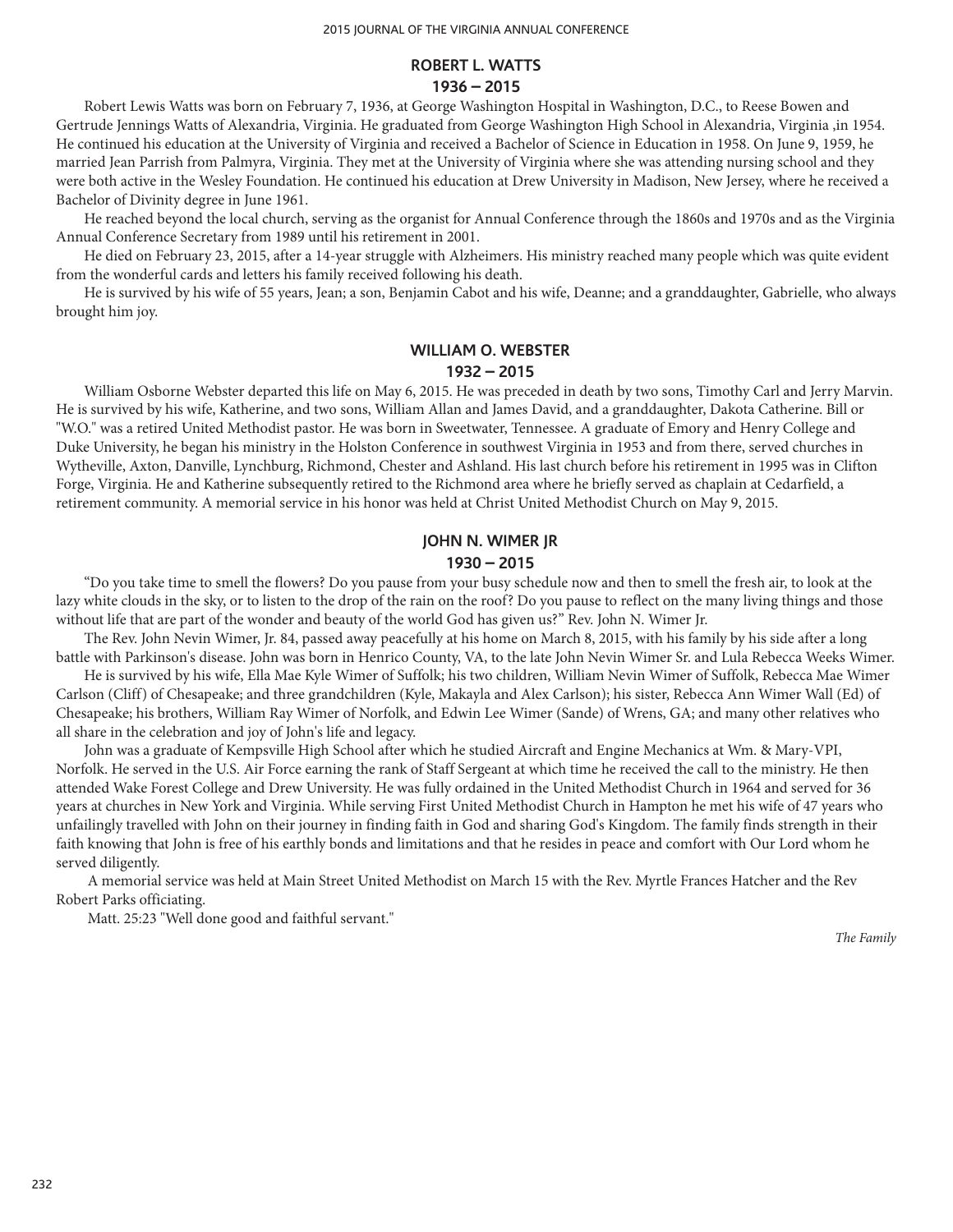## ROBERT L. WATTS
### 1936 – 2015

Robert Lewis Watts was born on February 7, 1936, at George Washington Hospital in Washington, D.C., to Reese Bowen and Gertrude Jennings Watts of Alexandria, Virginia. He graduated from George Washington High School in Alexandria, Virginia ,in 1954. He continued his education at the University of Virginia and received a Bachelor of Science in Education in 1958. On June 9, 1959, he married Jean Parrish from Palmyra, Virginia. They met at the University of Virginia where she was attending nursing school and they were both active in the Wesley Foundation. He continued his education at Drew University in Madison, New Jersey, where he received a Bachelor of Divinity degree in June 1961.

He reached beyond the local church, serving as the organist for Annual Conference through the 1860s and 1970s and as the Virginia Annual Conference Secretary from 1989 until his retirement in 2001.

He died on February 23, 2015, after a 14-year struggle with Alzheimers. His ministry reached many people which was quite evident from the wonderful cards and letters his family received following his death.

He is survived by his wife of 55 years, Jean; a son, Benjamin Cabot and his wife, Deanne; and a granddaughter, Gabrielle, who always brought him joy.

## WILLIAM O. WEBSTER
### 1932 – 2015

William Osborne Webster departed this life on May 6, 2015. He was preceded in death by two sons, Timothy Carl and Jerry Marvin. He is survived by his wife, Katherine, and two sons, William Allan and James David, and a granddaughter, Dakota Catherine. Bill or "W.O." was a retired United Methodist pastor. He was born in Sweetwater, Tennessee. A graduate of Emory and Henry College and Duke University, he began his ministry in the Holston Conference in southwest Virginia in 1953 and from there, served churches in Wytheville, Axton, Danville, Lynchburg, Richmond, Chester and Ashland. His last church before his retirement in 1995 was in Clifton Forge, Virginia. He and Katherine subsequently retired to the Richmond area where he briefly served as chaplain at Cedarfield, a retirement community. A memorial service in his honor was held at Christ United Methodist Church on May 9, 2015.

## JOHN N. WIMER JR
### 1930 – 2015

"Do you take time to smell the flowers? Do you pause from your busy schedule now and then to smell the fresh air, to look at the lazy white clouds in the sky, or to listen to the drop of the rain on the roof? Do you pause to reflect on the many living things and those without life that are part of the wonder and beauty of the world God has given us?" Rev. John N. Wimer Jr.

The Rev. John Nevin Wimer, Jr. 84, passed away peacefully at his home on March 8, 2015, with his family by his side after a long battle with Parkinson's disease. John was born in Henrico County, VA, to the late John Nevin Wimer Sr. and Lula Rebecca Weeks Wimer.

He is survived by his wife, Ella Mae Kyle Wimer of Suffolk; his two children, William Nevin Wimer of Suffolk, Rebecca Mae Wimer Carlson (Cliff) of Chesapeake; and three grandchildren (Kyle, Makayla and Alex Carlson); his sister, Rebecca Ann Wimer Wall (Ed) of Chesapeake; his brothers, William Ray Wimer of Norfolk, and Edwin Lee Wimer (Sande) of Wrens, GA; and many other relatives who all share in the celebration and joy of John's life and legacy.

John was a graduate of Kempsville High School after which he studied Aircraft and Engine Mechanics at Wm. & Mary-VPI, Norfolk. He served in the U.S. Air Force earning the rank of Staff Sergeant at which time he received the call to the ministry. He then attended Wake Forest College and Drew University. He was fully ordained in the United Methodist Church in 1964 and served for 36 years at churches in New York and Virginia. While serving First United Methodist Church in Hampton he met his wife of 47 years who unfailingly travelled with John on their journey in finding faith in God and sharing God's Kingdom. The family finds strength in their faith knowing that John is free of his earthly bonds and limitations and that he resides in peace and comfort with Our Lord whom he served diligently.

A memorial service was held at Main Street United Methodist on March 15 with the Rev. Myrtle Frances Hatcher and the Rev Robert Parks officiating.

Matt. 25:23 "Well done good and faithful servant."

*The Family*